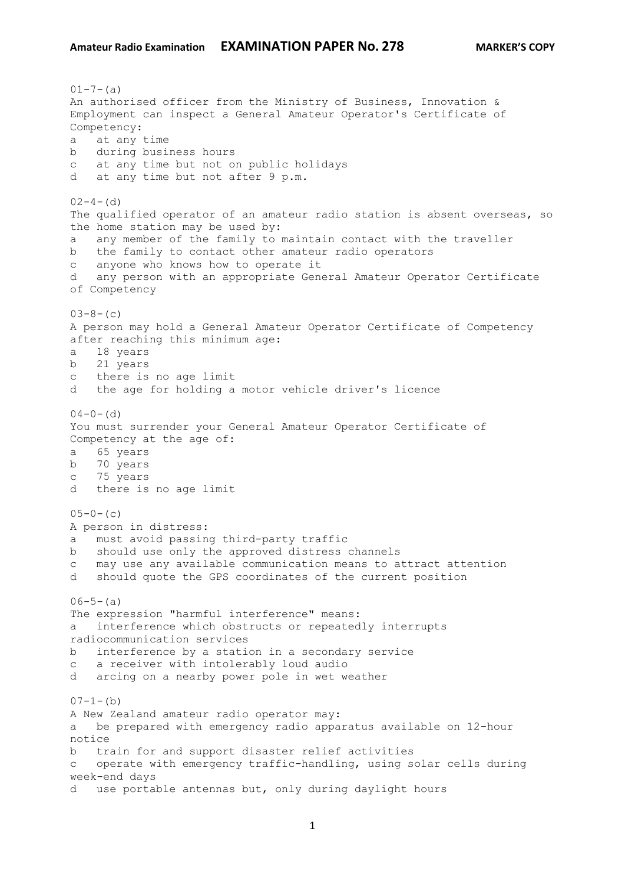01-7-(a)
An authorised officer from the Ministry of Business, Innovation & Employment can inspect a General Amateur Operator's Certificate of Competency:

a at any time
b during business hours
c at any time but not on public holidays
d at any time but not after 9 p.m.

02-4-(d)
The qualified operator of an amateur radio station is absent overseas, so the home station may be used by:

a any member of the family to maintain contact with the traveller
b the family to contact other amateur radio operators
c anyone who knows how to operate it
d any person with an appropriate General Amateur Operator Certificate of Competency

03-8-(c)
A person may hold a General Amateur Operator Certificate of Competency after reaching this minimum age:

a 18 years
b 21 years
c there is no age limit
d the age for holding a motor vehicle driver's licence

04-0-(d)
You must surrender your General Amateur Operator Certificate of Competency at the age of:

a 65 years
b 70 years
c 75 years
d there is no age limit

05-0-(c)
A person in distress:

a must avoid passing third-party traffic
b should use only the approved distress channels
c may use any available communication means to attract attention
d should quote the GPS coordinates of the current position

06-5-(a)
The expression "harmful interference" means:

a interference which obstructs or repeatedly interrupts radiocommunication services
b interference by a station in a secondary service
c a receiver with intolerably loud audio
d arcing on a nearby power pole in wet weather

07-1-(b)
A New Zealand amateur radio operator may:

a be prepared with emergency radio apparatus available on 12-hour notice
b train for and support disaster relief activities
c operate with emergency traffic-handling, using solar cells during week-end days
d use portable antennas but, only during daylight hours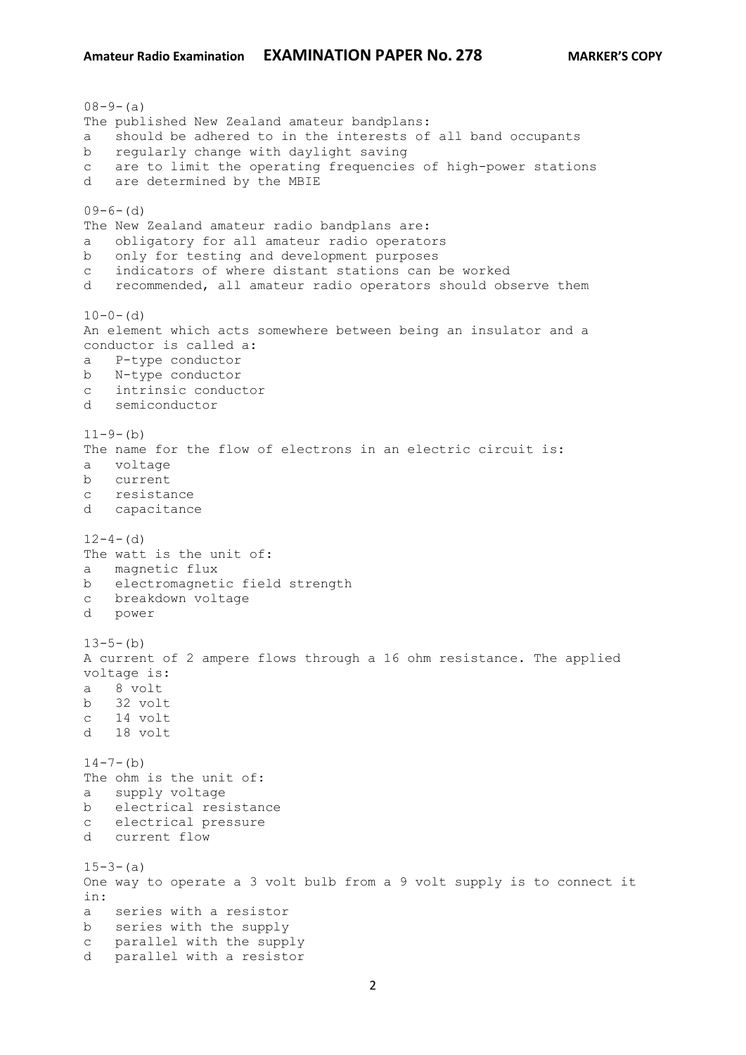08-9-(a)
The published New Zealand amateur bandplans:
a should be adhered to in the interests of all band occupants
b regularly change with daylight saving
c are to limit the operating frequencies of high-power stations
d are determined by the MBIE

09-6-(d)
The New Zealand amateur radio bandplans are:
a obligatory for all amateur radio operators
b only for testing and development purposes
c indicators of where distant stations can be worked
d recommended, all amateur radio operators should observe them

10-0-(d)
An element which acts somewhere between being an insulator and a conductor is called a:
a P-type conductor
b N-type conductor
c intrinsic conductor
d semiconductor

11-9-(b)
The name for the flow of electrons in an electric circuit is:
a voltage
b current
c resistance
d capacitance

12-4-(d)
The watt is the unit of:
a magnetic flux
b electromagnetic field strength
c breakdown voltage
d power

13-5-(b)
A current of 2 ampere flows through a 16 ohm resistance. The applied voltage is:
a 8 volt
b 32 volt
c 14 volt
d 18 volt

14-7-(b)
The ohm is the unit of:
a supply voltage
b electrical resistance
c electrical pressure
d current flow

15-3-(a)
One way to operate a 3 volt bulb from a 9 volt supply is to connect it in:
a series with a resistor
b series with the supply
c parallel with the supply
d parallel with a resistor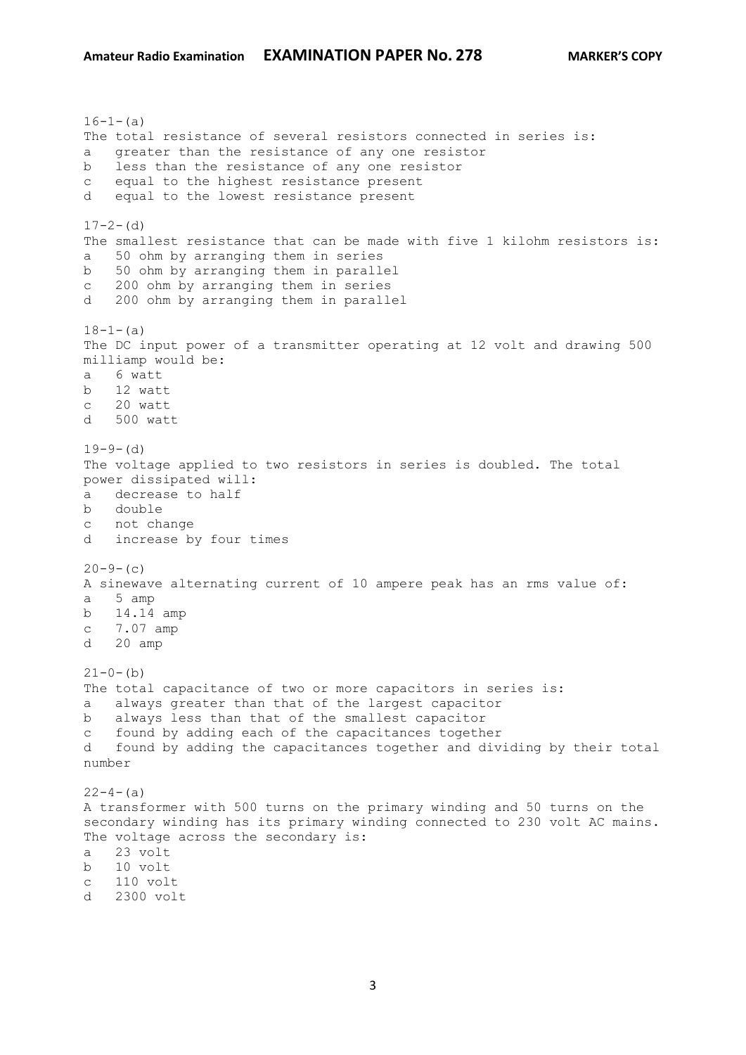16-1-(a)
The total resistance of several resistors connected in series is:
a   greater than the resistance of any one resistor
b   less than the resistance of any one resistor
c   equal to the highest resistance present
d   equal to the lowest resistance present

17-2-(d)
The smallest resistance that can be made with five 1 kilohm resistors is:
a   50 ohm by arranging them in series
b   50 ohm by arranging them in parallel
c   200 ohm by arranging them in series
d   200 ohm by arranging them in parallel

18-1-(a)
The DC input power of a transmitter operating at 12 volt and drawing 500 milliamp would be:
a   6 watt
b   12 watt
c   20 watt
d   500 watt

19-9-(d)
The voltage applied to two resistors in series is doubled. The total power dissipated will:
a   decrease to half
b   double
c   not change
d   increase by four times

20-9-(c)
A sinewave alternating current of 10 ampere peak has an rms value of:
a   5 amp
b   14.14 amp
c   7.07 amp
d   20 amp

21-0-(b)
The total capacitance of two or more capacitors in series is:
a   always greater than that of the largest capacitor
b   always less than that of the smallest capacitor
c   found by adding each of the capacitances together
d   found by adding the capacitances together and dividing by their total number

22-4-(a)
A transformer with 500 turns on the primary winding and 50 turns on the secondary winding has its primary winding connected to 230 volt AC mains. The voltage across the secondary is:
a   23 volt
b   10 volt
c   110 volt
d   2300 volt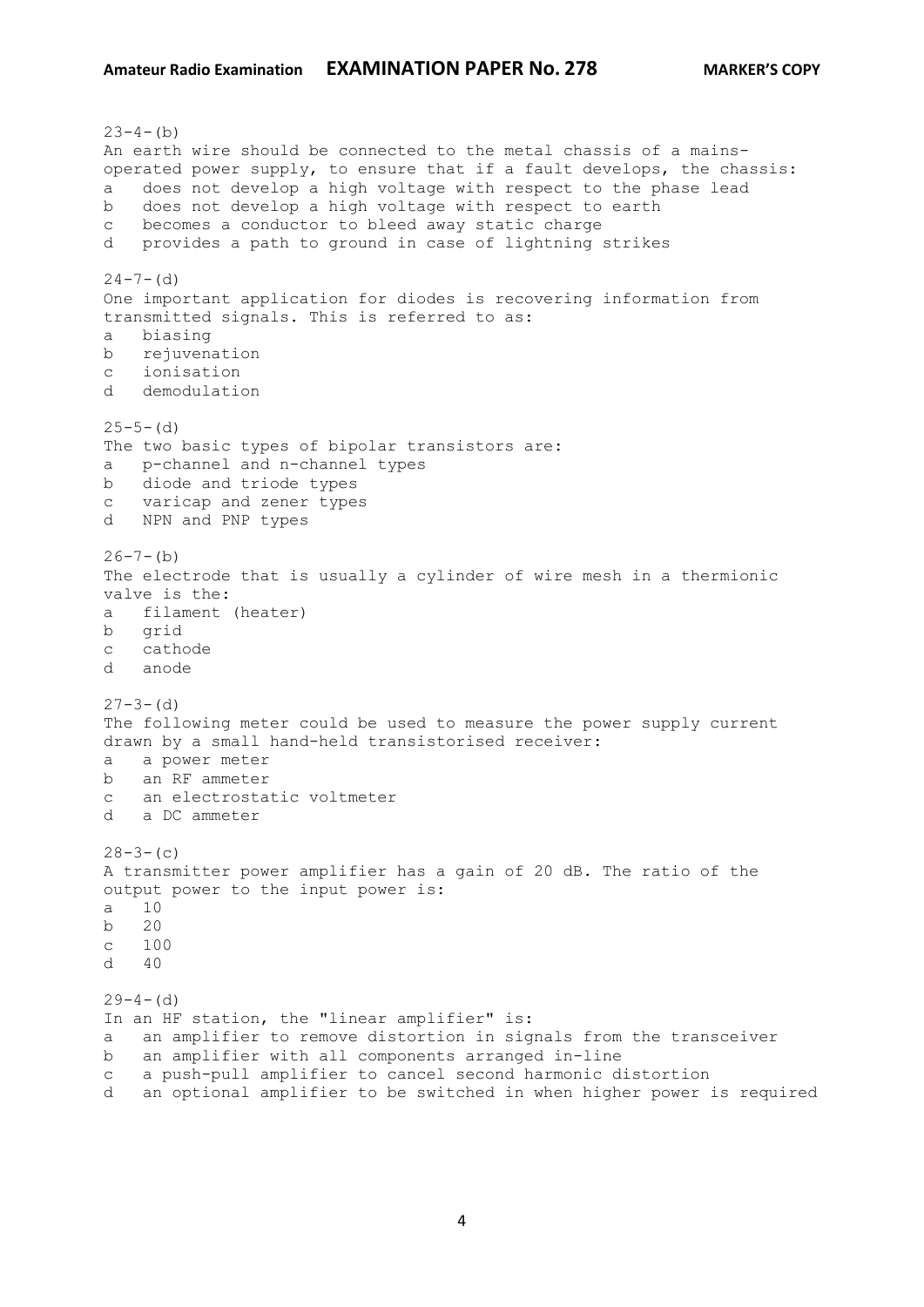23-4-(b)
An earth wire should be connected to the metal chassis of a mains-operated power supply, to ensure that if a fault develops, the chassis:
a   does not develop a high voltage with respect to the phase lead
b   does not develop a high voltage with respect to earth
c   becomes a conductor to bleed away static charge
d   provides a path to ground in case of lightning strikes

24-7-(d)
One important application for diodes is recovering information from transmitted signals. This is referred to as:
a   biasing
b   rejuvenation
c   ionisation
d   demodulation

25-5-(d)
The two basic types of bipolar transistors are:
a   p-channel and n-channel types
b   diode and triode types
c   varicap and zener types
d   NPN and PNP types

26-7-(b)
The electrode that is usually a cylinder of wire mesh in a thermionic valve is the:
a   filament (heater)
b   grid
c   cathode
d   anode

27-3-(d)
The following meter could be used to measure the power supply current drawn by a small hand-held transistorised receiver:
a   a power meter
b   an RF ammeter
c   an electrostatic voltmeter
d   a DC ammeter

28-3-(c)
A transmitter power amplifier has a gain of 20 dB. The ratio of the output power to the input power is:
a   10
b   20
c   100
d   40

29-4-(d)
In an HF station, the "linear amplifier" is:
a   an amplifier to remove distortion in signals from the transceiver
b   an amplifier with all components arranged in-line
c   a push-pull amplifier to cancel second harmonic distortion
d   an optional amplifier to be switched in when higher power is required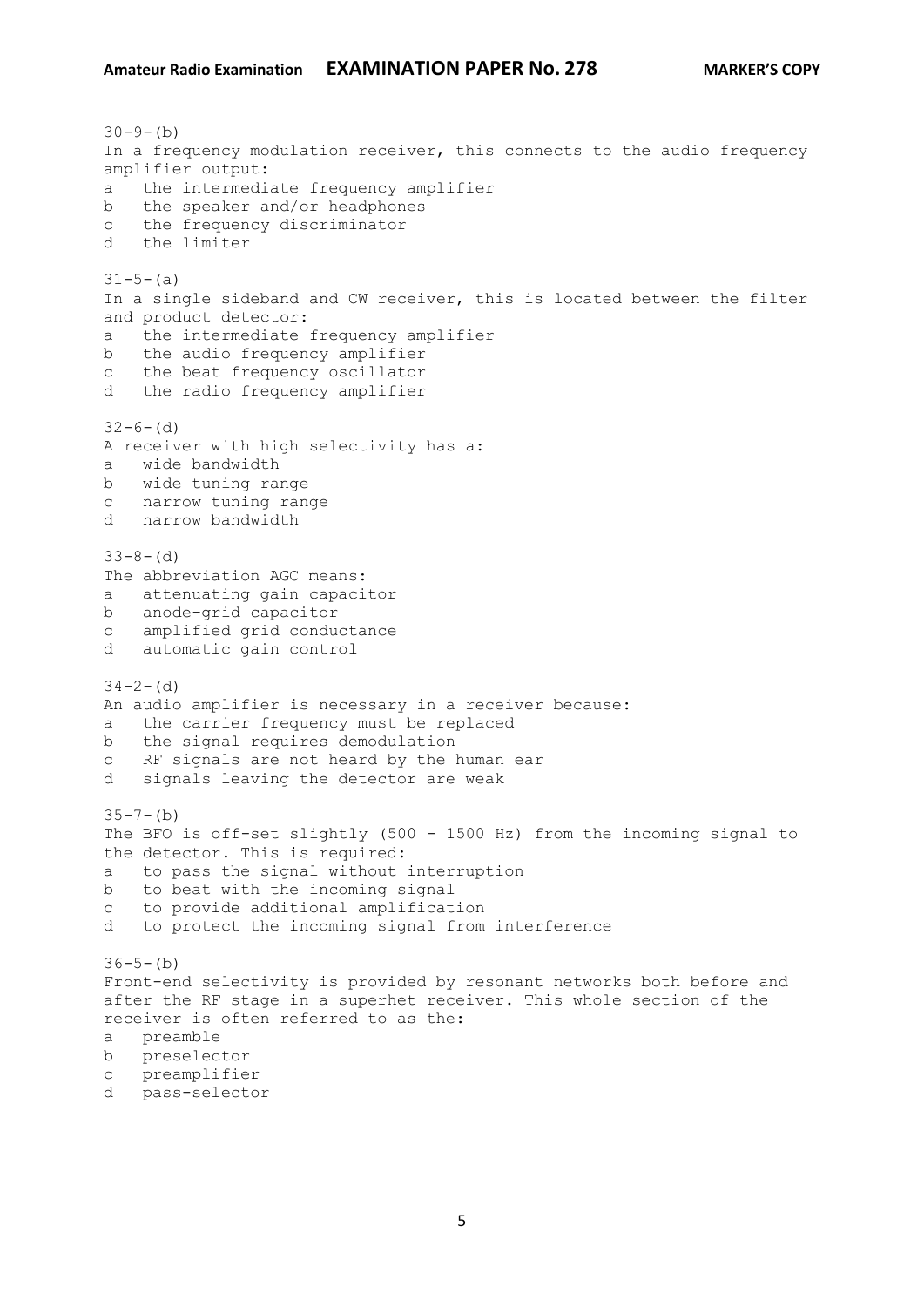30-9-(b)
In a frequency modulation receiver, this connects to the audio frequency amplifier output:
a the intermediate frequency amplifier
b the speaker and/or headphones
c the frequency discriminator
d the limiter

31-5-(a)
In a single sideband and CW receiver, this is located between the filter and product detector:
a the intermediate frequency amplifier
b the audio frequency amplifier
c the beat frequency oscillator
d the radio frequency amplifier

32-6-(d)
A receiver with high selectivity has a:
a wide bandwidth
b wide tuning range
c narrow tuning range
d narrow bandwidth

33-8-(d)
The abbreviation AGC means:
a attenuating gain capacitor
b anode-grid capacitor
c amplified grid conductance
d automatic gain control

34-2-(d)
An audio amplifier is necessary in a receiver because:
a the carrier frequency must be replaced
b the signal requires demodulation
c RF signals are not heard by the human ear
d signals leaving the detector are weak

35-7-(b)
The BFO is off-set slightly (500 - 1500 Hz) from the incoming signal to the detector. This is required:
a to pass the signal without interruption
b to beat with the incoming signal
c to provide additional amplification
d to protect the incoming signal from interference

36-5-(b)
Front-end selectivity is provided by resonant networks both before and after the RF stage in a superhet receiver. This whole section of the receiver is often referred to as the:
a preamble
b preselector
c preamplifier
d pass-selector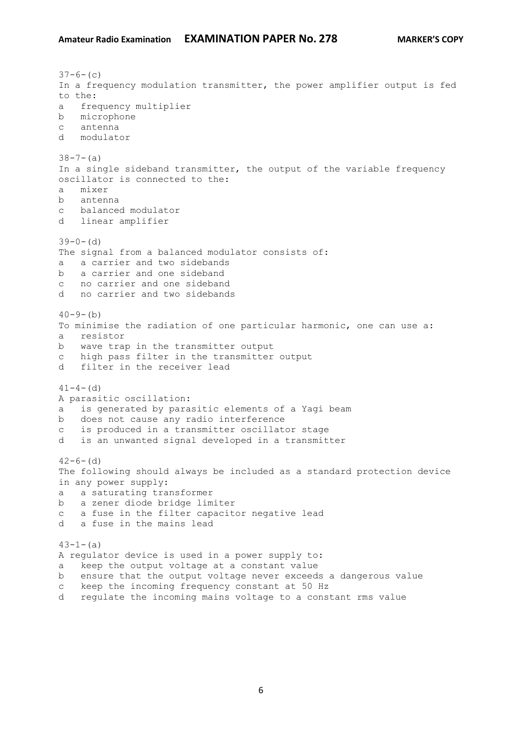37-6-(c)
In a frequency modulation transmitter, the power amplifier output is fed to the:

a frequency multiplier
b microphone
c antenna
d modulator

38-7-(a)
In a single sideband transmitter, the output of the variable frequency oscillator is connected to the:

a mixer
b antenna
c balanced modulator
d linear amplifier

39-0-(d)
The signal from a balanced modulator consists of:

a a carrier and two sidebands
b a carrier and one sideband
c no carrier and one sideband
d no carrier and two sidebands

40-9-(b)
To minimise the radiation of one particular harmonic, one can use a:

a resistor
b wave trap in the transmitter output
c high pass filter in the transmitter output
d filter in the receiver lead

41-4-(d)
A parasitic oscillation:

a is generated by parasitic elements of a Yagi beam
b does not cause any radio interference
c is produced in a transmitter oscillator stage
d is an unwanted signal developed in a transmitter

42-6-(d)
The following should always be included as a standard protection device in any power supply:

a a saturating transformer
b a zener diode bridge limiter
c a fuse in the filter capacitor negative lead
d a fuse in the mains lead

43-1-(a)
A regulator device is used in a power supply to:

a keep the output voltage at a constant value
b ensure that the output voltage never exceeds a dangerous value
c keep the incoming frequency constant at 50 Hz
d regulate the incoming mains voltage to a constant rms value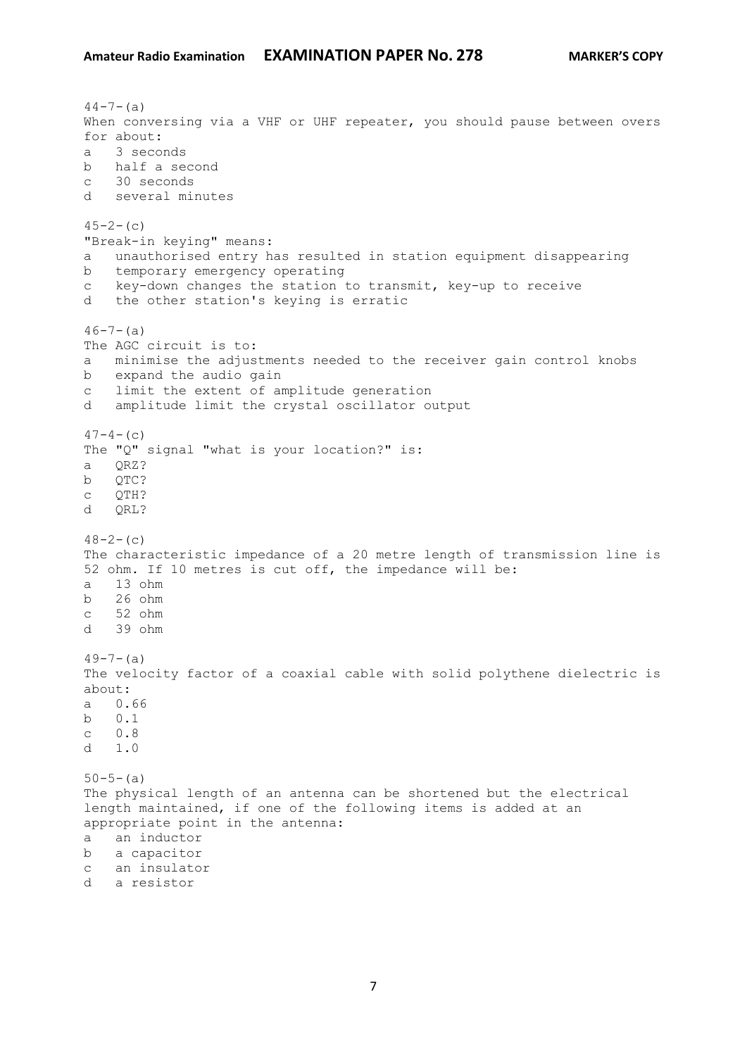44-7-(a)
When conversing via a VHF or UHF repeater, you should pause between overs for about:
a 3 seconds
b half a second
c 30 seconds
d several minutes

45-2-(c)
"Break-in keying" means:
a unauthorised entry has resulted in station equipment disappearing
b temporary emergency operating
c key-down changes the station to transmit, key-up to receive
d the other station's keying is erratic

46-7-(a)
The AGC circuit is to:
a minimise the adjustments needed to the receiver gain control knobs
b expand the audio gain
c limit the extent of amplitude generation
d amplitude limit the crystal oscillator output

47-4-(c)
The "Q" signal "what is your location?" is:
a QRZ?
b QTC?
c QTH?
d QRL?

48-2-(c)
The characteristic impedance of a 20 metre length of transmission line is 52 ohm. If 10 metres is cut off, the impedance will be:
a 13 ohm
b 26 ohm
c 52 ohm
d 39 ohm

49-7-(a)
The velocity factor of a coaxial cable with solid polythene dielectric is about:
a 0.66
b 0.1
c 0.8
d 1.0

50-5-(a)
The physical length of an antenna can be shortened but the electrical length maintained, if one of the following items is added at an appropriate point in the antenna:
a an inductor
b a capacitor
c an insulator
d a resistor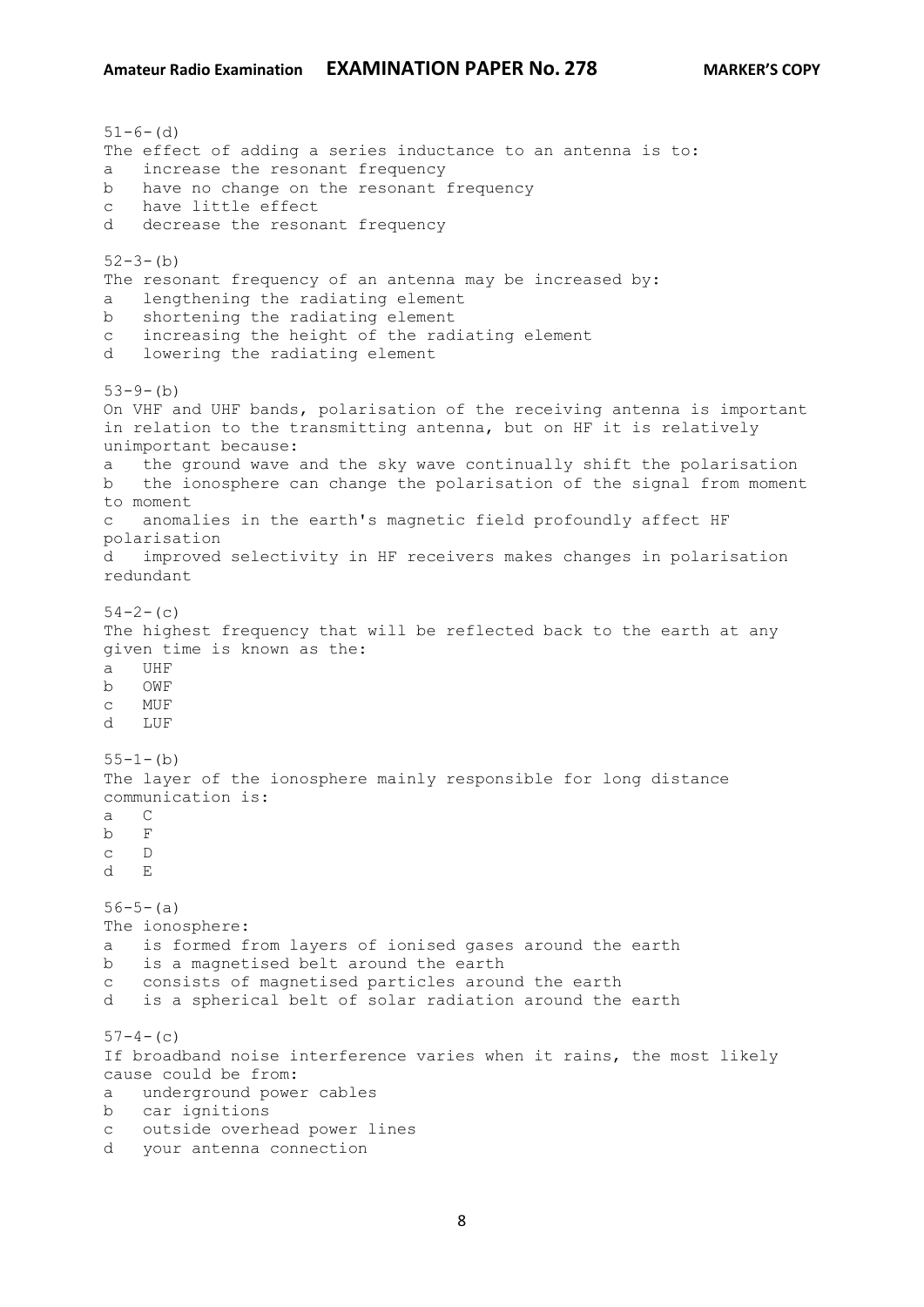51-6-(d)
The effect of adding a series inductance to an antenna is to:
a   increase the resonant frequency
b   have no change on the resonant frequency
c   have little effect
d   decrease the resonant frequency

52-3-(b)
The resonant frequency of an antenna may be increased by:
a   lengthening the radiating element
b   shortening the radiating element
c   increasing the height of the radiating element
d   lowering the radiating element

53-9-(b)
On VHF and UHF bands, polarisation of the receiving antenna is important in relation to the transmitting antenna, but on HF it is relatively unimportant because:
a   the ground wave and the sky wave continually shift the polarisation
b   the ionosphere can change the polarisation of the signal from moment to moment
c   anomalies in the earth's magnetic field profoundly affect HF polarisation
d   improved selectivity in HF receivers makes changes in polarisation redundant

54-2-(c)
The highest frequency that will be reflected back to the earth at any given time is known as the:
a   UHF
b   OWF
c   MUF
d   LUF

55-1-(b)
The layer of the ionosphere mainly responsible for long distance communication is:
a   C
b   F
c   D
d   E

56-5-(a)
The ionosphere:
a   is formed from layers of ionised gases around the earth
b   is a magnetised belt around the earth
c   consists of magnetised particles around the earth
d   is a spherical belt of solar radiation around the earth

57-4-(c)
If broadband noise interference varies when it rains, the most likely cause could be from:
a   underground power cables
b   car ignitions
c   outside overhead power lines
d   your antenna connection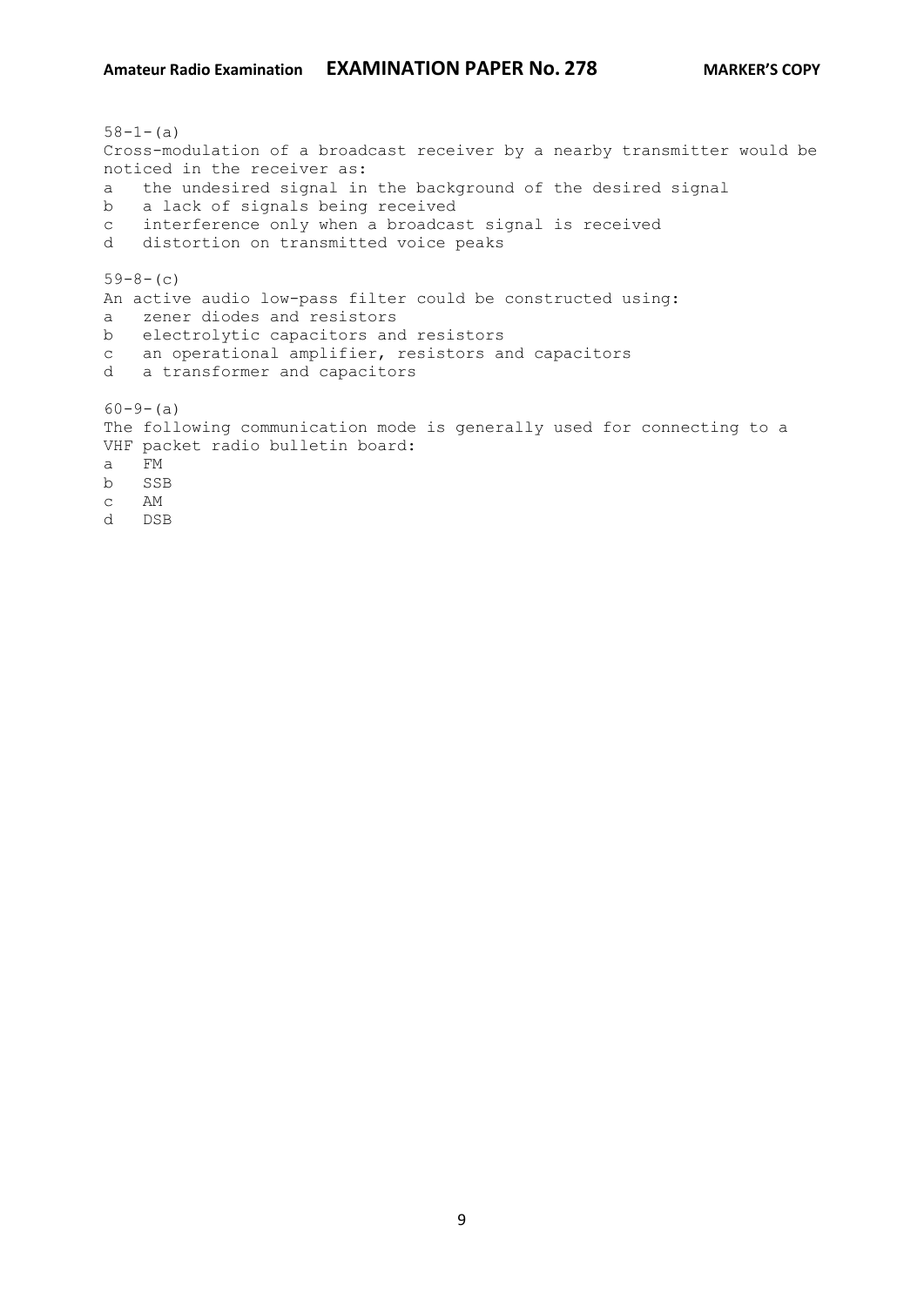58-1-(a)
Cross-modulation of a broadcast receiver by a nearby transmitter would be noticed in the receiver as:
a   the undesired signal in the background of the desired signal
b   a lack of signals being received
c   interference only when a broadcast signal is received
d   distortion on transmitted voice peaks

59-8-(c)
An active audio low-pass filter could be constructed using:
a   zener diodes and resistors
b   electrolytic capacitors and resistors
c   an operational amplifier, resistors and capacitors
d   a transformer and capacitors

60-9-(a)
The following communication mode is generally used for connecting to a VHF packet radio bulletin board:
a   FM
b   SSB
c   AM
d   DSB